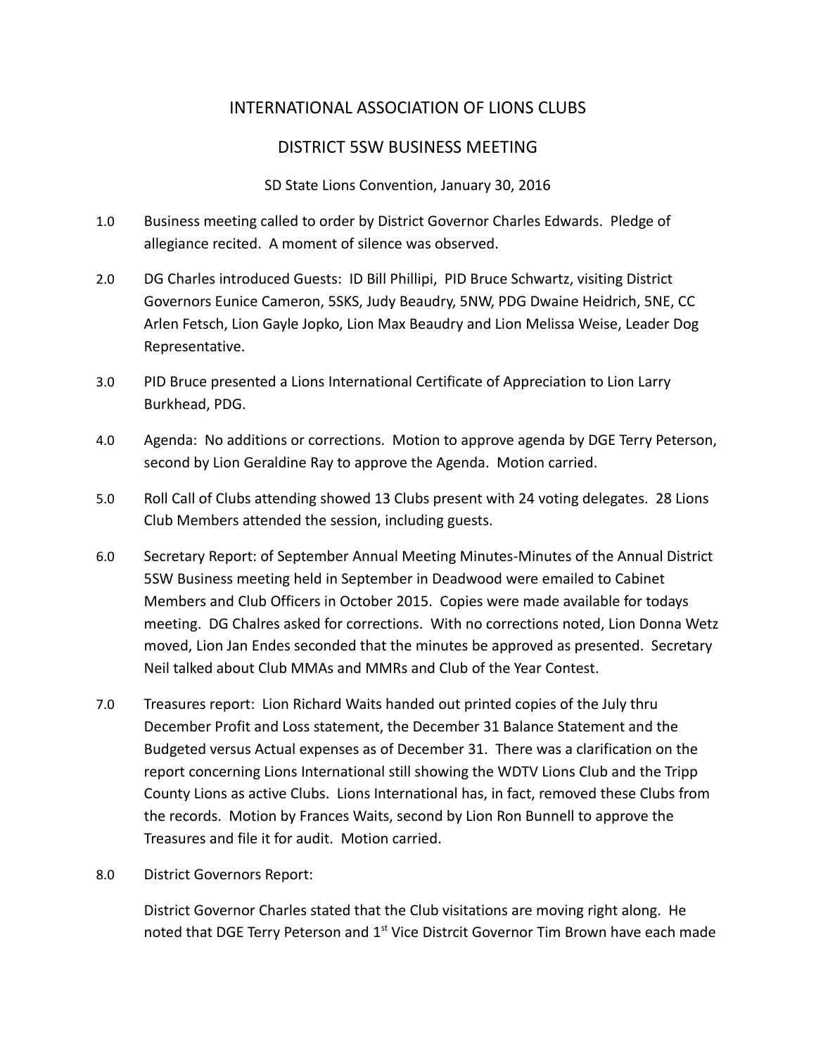# INTERNATIONAL ASSOCIATION OF LIONS CLUBS

## DISTRICT 5SW BUSINESS MEETING

SD State Lions Convention, January 30, 2016

1.0 Business meeting called to order by District Governor Charles Edwards. Pledge of allegiance recited. A moment of silence was observed.

2.0 DG Charles introduced Guests: ID Bill Phillipi, PID Bruce Schwartz, visiting District Governors Eunice Cameron, 5SKS, Judy Beaudry, 5NW, PDG Dwaine Heidrich, 5NE, CC Arlen Fetsch, Lion Gayle Jopko, Lion Max Beaudry and Lion Melissa Weise, Leader Dog Representative.

3.0 PID Bruce presented a Lions International Certificate of Appreciation to Lion Larry Burkhead, PDG.

4.0 Agenda: No additions or corrections. Motion to approve agenda by DGE Terry Peterson, second by Lion Geraldine Ray to approve the Agenda. Motion carried.

5.0 Roll Call of Clubs attending showed 13 Clubs present with 24 voting delegates. 28 Lions Club Members attended the session, including guests.

6.0 Secretary Report: of September Annual Meeting Minutes-Minutes of the Annual District 5SW Business meeting held in September in Deadwood were emailed to Cabinet Members and Club Officers in October 2015. Copies were made available for todays meeting. DG Chalres asked for corrections. With no corrections noted, Lion Donna Wetz moved, Lion Jan Endes seconded that the minutes be approved as presented. Secretary Neil talked about Club MMAs and MMRs and Club of the Year Contest.

7.0 Treasures report: Lion Richard Waits handed out printed copies of the July thru December Profit and Loss statement, the December 31 Balance Statement and the Budgeted versus Actual expenses as of December 31. There was a clarification on the report concerning Lions International still showing the WDTV Lions Club and the Tripp County Lions as active Clubs. Lions International has, in fact, removed these Clubs from the records. Motion by Frances Waits, second by Lion Ron Bunnell to approve the Treasures and file it for audit. Motion carried.

8.0 District Governors Report:

District Governor Charles stated that the Club visitations are moving right along. He noted that DGE Terry Peterson and 1st Vice Distrcit Governor Tim Brown have each made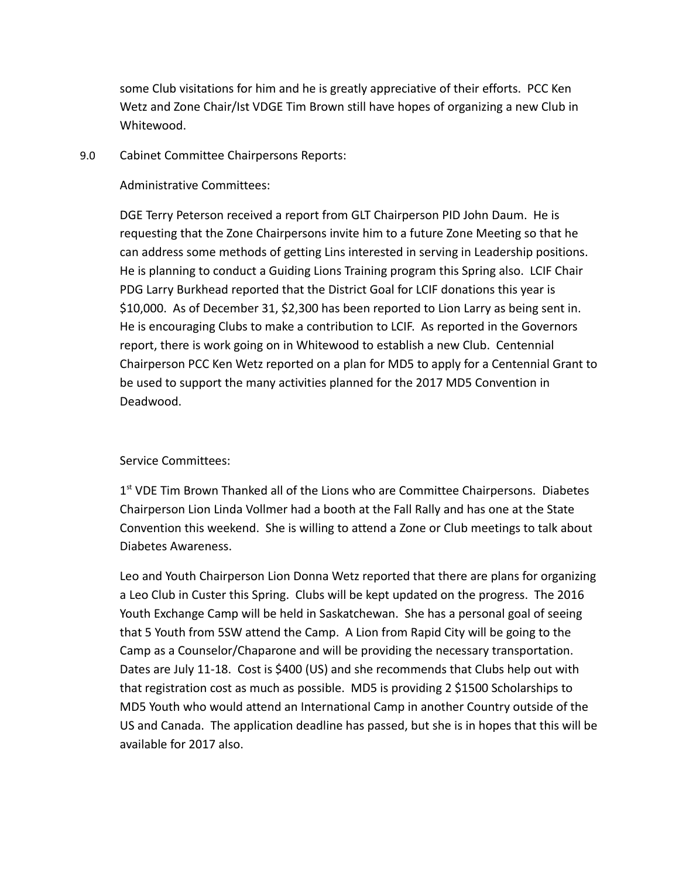some Club visitations for him and he is greatly appreciative of their efforts. PCC Ken Wetz and Zone Chair/Ist VDGE Tim Brown still have hopes of organizing a new Club in Whitewood.

9.0 Cabinet Committee Chairpersons Reports:

Administrative Committees:

DGE Terry Peterson received a report from GLT Chairperson PID John Daum. He is requesting that the Zone Chairpersons invite him to a future Zone Meeting so that he can address some methods of getting Lins interested in serving in Leadership positions. He is planning to conduct a Guiding Lions Training program this Spring also. LCIF Chair PDG Larry Burkhead reported that the District Goal for LCIF donations this year is $10,000. As of December 31, $2,300 has been reported to Lion Larry as being sent in. He is encouraging Clubs to make a contribution to LCIF. As reported in the Governors report, there is work going on in Whitewood to establish a new Club. Centennial Chairperson PCC Ken Wetz reported on a plan for MD5 to apply for a Centennial Grant to be used to support the many activities planned for the 2017 MD5 Convention in Deadwood.

Service Committees:

1st VDE Tim Brown Thanked all of the Lions who are Committee Chairpersons. Diabetes Chairperson Lion Linda Vollmer had a booth at the Fall Rally and has one at the State Convention this weekend. She is willing to attend a Zone or Club meetings to talk about Diabetes Awareness.

Leo and Youth Chairperson Lion Donna Wetz reported that there are plans for organizing a Leo Club in Custer this Spring. Clubs will be kept updated on the progress. The 2016 Youth Exchange Camp will be held in Saskatchewan. She has a personal goal of seeing that 5 Youth from 5SW attend the Camp. A Lion from Rapid City will be going to the Camp as a Counselor/Chaparone and will be providing the necessary transportation. Dates are July 11-18. Cost is $400 (US) and she recommends that Clubs help out with that registration cost as much as possible. MD5 is providing 2 $1500 Scholarships to MD5 Youth who would attend an International Camp in another Country outside of the US and Canada. The application deadline has passed, but she is in hopes that this will be available for 2017 also.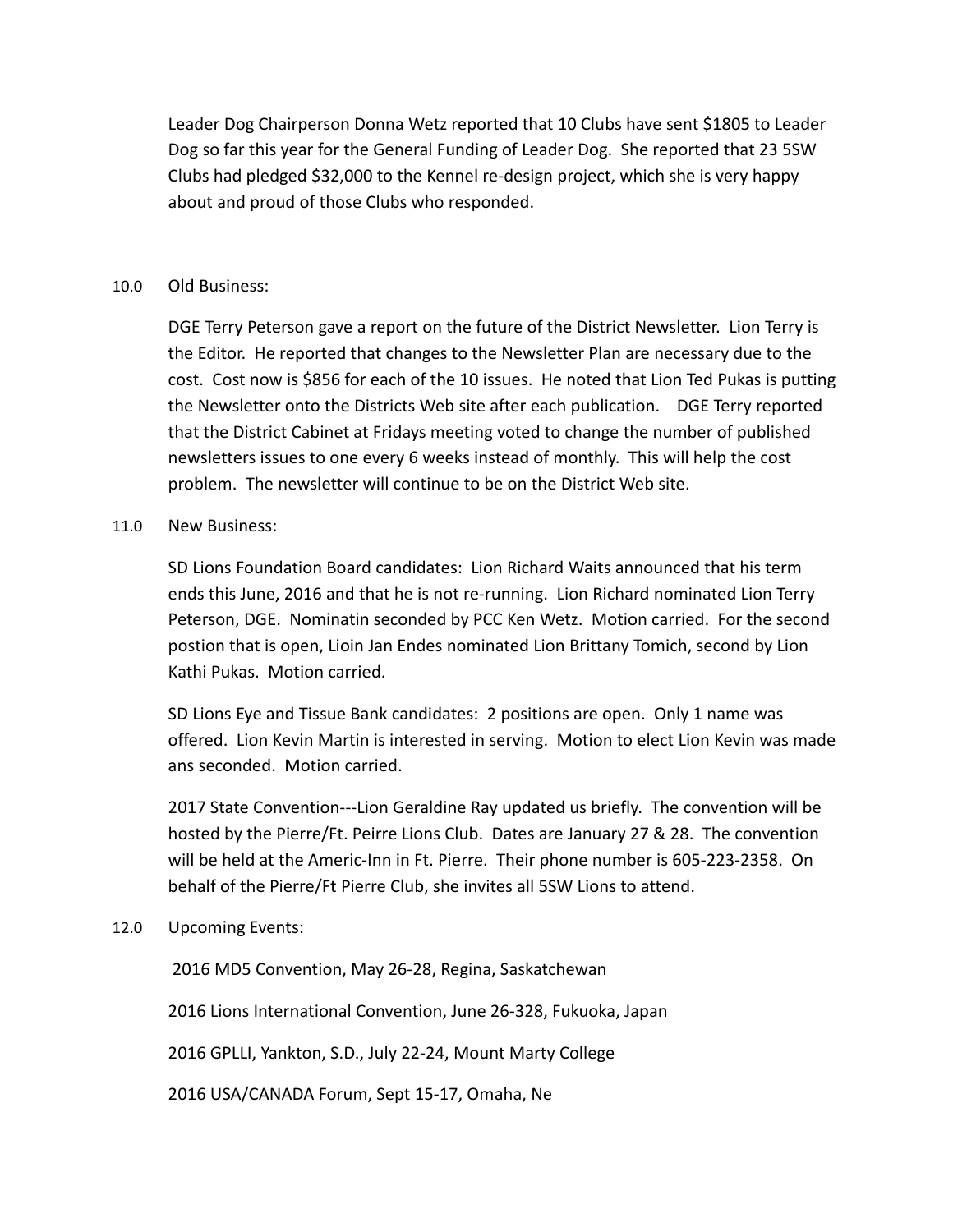Leader Dog Chairperson Donna Wetz reported that 10 Clubs have sent $1805 to Leader Dog so far this year for the General Funding of Leader Dog. She reported that 23 5SW Clubs had pledged $32,000 to the Kennel re-design project, which she is very happy about and proud of those Clubs who responded.

10.0 Old Business:

DGE Terry Peterson gave a report on the future of the District Newsletter. Lion Terry is the Editor. He reported that changes to the Newsletter Plan are necessary due to the cost. Cost now is $856 for each of the 10 issues. He noted that Lion Ted Pukas is putting the Newsletter onto the Districts Web site after each publication. DGE Terry reported that the District Cabinet at Fridays meeting voted to change the number of published newsletters issues to one every 6 weeks instead of monthly. This will help the cost problem. The newsletter will continue to be on the District Web site.

11.0 New Business:

SD Lions Foundation Board candidates: Lion Richard Waits announced that his term ends this June, 2016 and that he is not re-running. Lion Richard nominated Lion Terry Peterson, DGE. Nominatin seconded by PCC Ken Wetz. Motion carried. For the second postion that is open, Lioin Jan Endes nominated Lion Brittany Tomich, second by Lion Kathi Pukas. Motion carried.

SD Lions Eye and Tissue Bank candidates: 2 positions are open. Only 1 name was offered. Lion Kevin Martin is interested in serving. Motion to elect Lion Kevin was made ans seconded. Motion carried.

2017 State Convention---Lion Geraldine Ray updated us briefly. The convention will be hosted by the Pierre/Ft. Peirre Lions Club. Dates are January 27 & 28. The convention will be held at the Americ-Inn in Ft. Pierre. Their phone number is 605-223-2358. On behalf of the Pierre/Ft Pierre Club, she invites all 5SW Lions to attend.

12.0 Upcoming Events:

2016 MD5 Convention, May 26-28, Regina, Saskatchewan

2016 Lions International Convention, June 26-328, Fukuoka, Japan

2016 GPLLI, Yankton, S.D., July 22-24, Mount Marty College

2016 USA/CANADA Forum, Sept 15-17, Omaha, Ne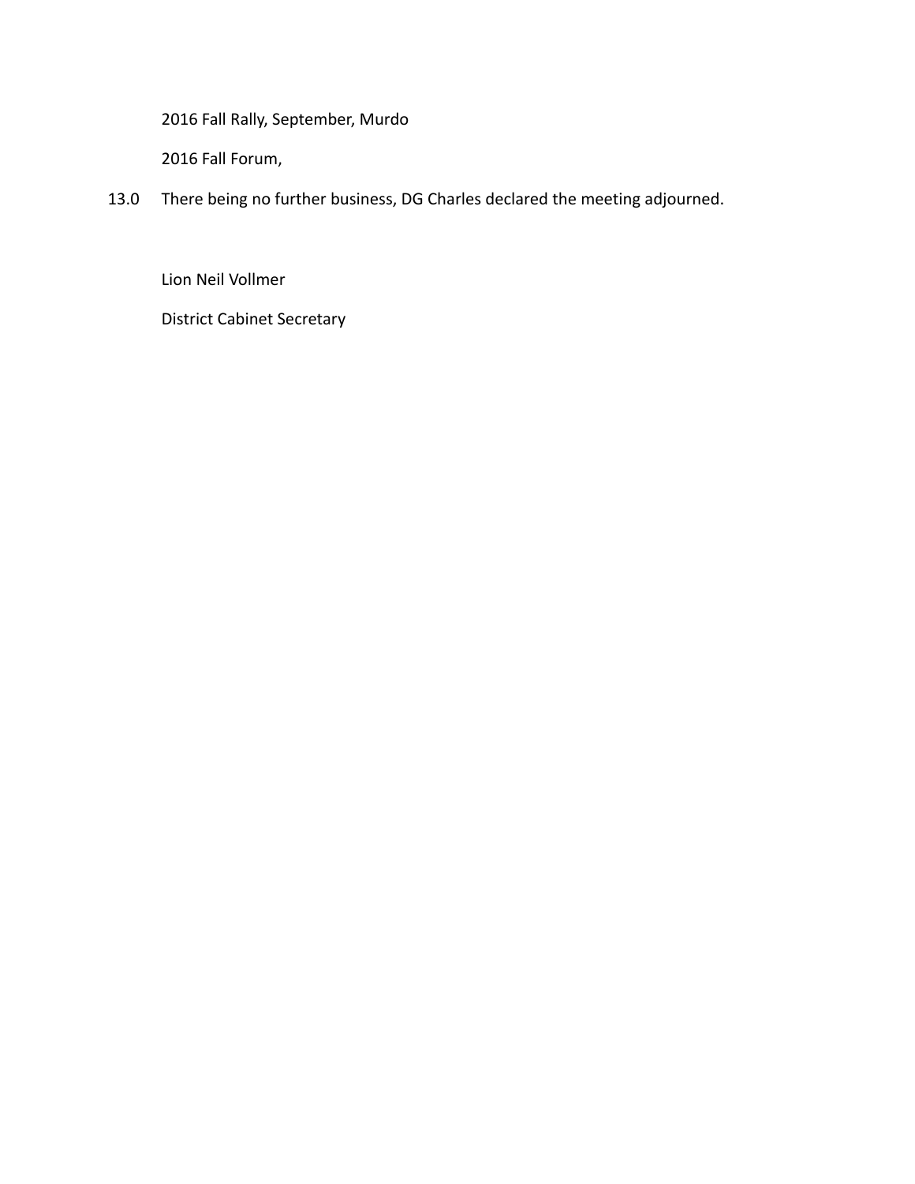2016 Fall Rally, September, Murdo

2016 Fall Forum,

13.0 There being no further business, DG Charles declared the meeting adjourned.

Lion Neil Vollmer

District Cabinet Secretary